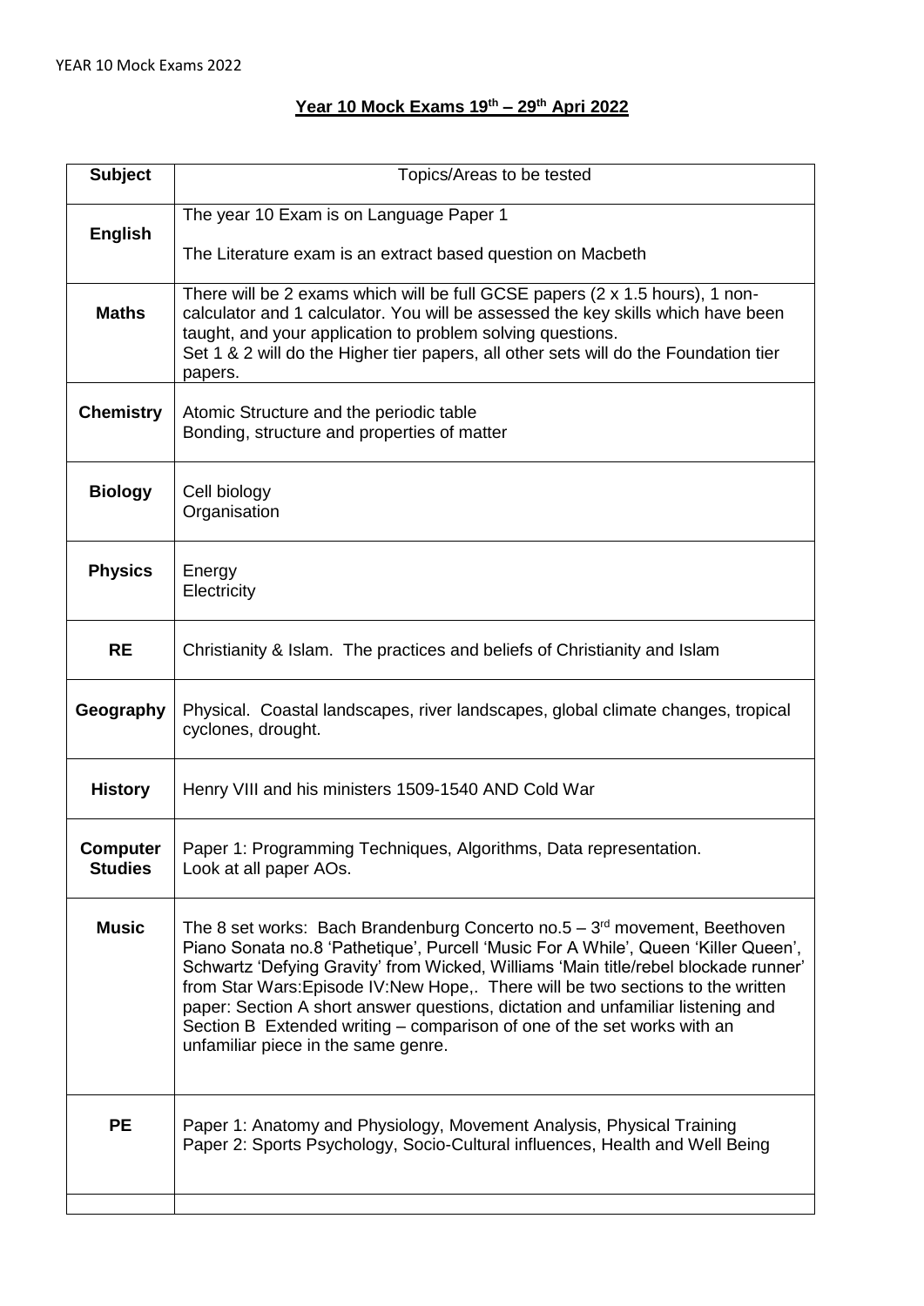# Year 10 Mock Exams 19th – 29th Apri 2022

| Subject | Topics/Areas to be tested |
|---|---|
| **English** | The year 10 Exam is on Language Paper 1<br><br>The Literature exam is an extract based question on Macbeth |
| **Maths** | There will be 2 exams which will be full GCSE papers (2 x 1.5 hours), 1 non-calculator and 1 calculator. You will be assessed the key skills which have been taught, and your application to problem solving questions.<br>Set 1 & 2 will do the Higher tier papers, all other sets will do the Foundation tier papers. |
| **Chemistry** | Atomic Structure and the periodic table<br>Bonding, structure and properties of matter |
| **Biology** | Cell biology<br>Organisation |
| **Physics** | Energy<br>Electricity |
| **RE** | Christianity & Islam. The practices and beliefs of Christianity and Islam |
| **Geography** | Physical. Coastal landscapes, river landscapes, global climate changes, tropical cyclones, drought. |
| **History** | Henry VIII and his ministers 1509-1540 AND Cold War |
| **Computer Studies** | Paper 1: Programming Techniques, Algorithms, Data representation.<br>Look at all paper AOs. |
| **Music** | The 8 set works: Bach Brandenburg Concerto no.5 – 3rd movement, Beethoven Piano Sonata no.8 'Pathetique', Purcell 'Music For A While', Queen 'Killer Queen', Schwartz 'Defying Gravity' from Wicked, Williams 'Main title/rebel blockade runner' from Star Wars:Episode IV:New Hope,. There will be two sections to the written paper: Section A short answer questions, dictation and unfamiliar listening and Section B Extended writing – comparison of one of the set works with an unfamiliar piece in the same genre. |
| **PE** | Paper 1: Anatomy and Physiology, Movement Analysis, Physical Training<br>Paper 2: Sports Psychology, Socio-Cultural influences, Health and Well Being |
| | |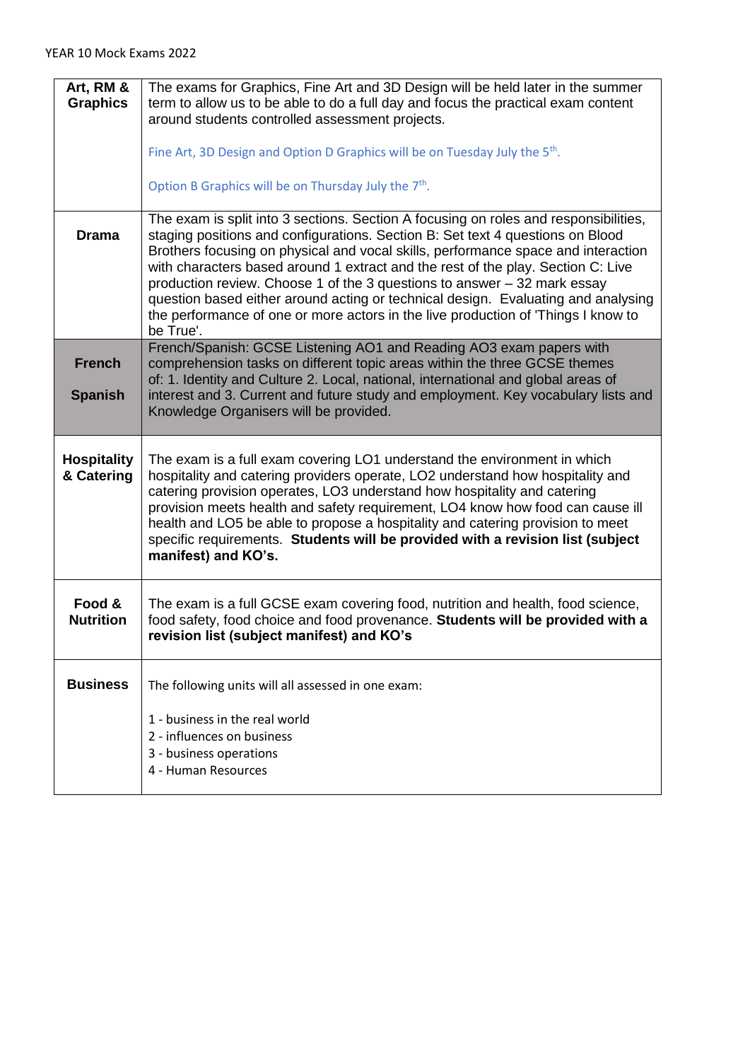YEAR 10 Mock Exams 2022

| | |
|---|---|
| **Art, RM & Graphics** | The exams for Graphics, Fine Art and 3D Design will be held later in the summer term to allow us to be able to do a full day and focus the practical exam content around students controlled assessment projects.<br><br>Fine Art, 3D Design and Option D Graphics will be on Tuesday July the 5th.<br><br>Option B Graphics will be on Thursday July the 7th. |
| **Drama** | The exam is split into 3 sections. Section A focusing on roles and responsibilities, staging positions and configurations. Section B: Set text 4 questions on Blood Brothers focusing on physical and vocal skills, performance space and interaction with characters based around 1 extract and the rest of the play. Section C: Live production review. Choose 1 of the 3 questions to answer – 32 mark essay question based either around acting or technical design. Evaluating and analysing the performance of one or more actors in the live production of 'Things I know to be True'. |
| **French**<br><br>**Spanish** | French/Spanish: GCSE Listening AO1 and Reading AO3 exam papers with comprehension tasks on different topic areas within the three GCSE themes of: 1. Identity and Culture 2. Local, national, international and global areas of interest and 3. Current and future study and employment. Key vocabulary lists and Knowledge Organisers will be provided. |
| **Hospitality & Catering** | The exam is a full exam covering LO1 understand the environment in which hospitality and catering providers operate, LO2 understand how hospitality and catering provision operates, LO3 understand how hospitality and catering provision meets health and safety requirement, LO4 know how food can cause ill health and LO5 be able to propose a hospitality and catering provision to meet specific requirements. **Students will be provided with a revision list (subject manifest) and KO's.** |
| **Food & Nutrition** | The exam is a full GCSE exam covering food, nutrition and health, food science, food safety, food choice and food provenance. **Students will be provided with a revision list (subject manifest) and KO's** |
| **Business** | The following units will all assessed in one exam:<br><br>1 - business in the real world<br>2 - influences on business<br>3 - business operations<br>4 - Human Resources |